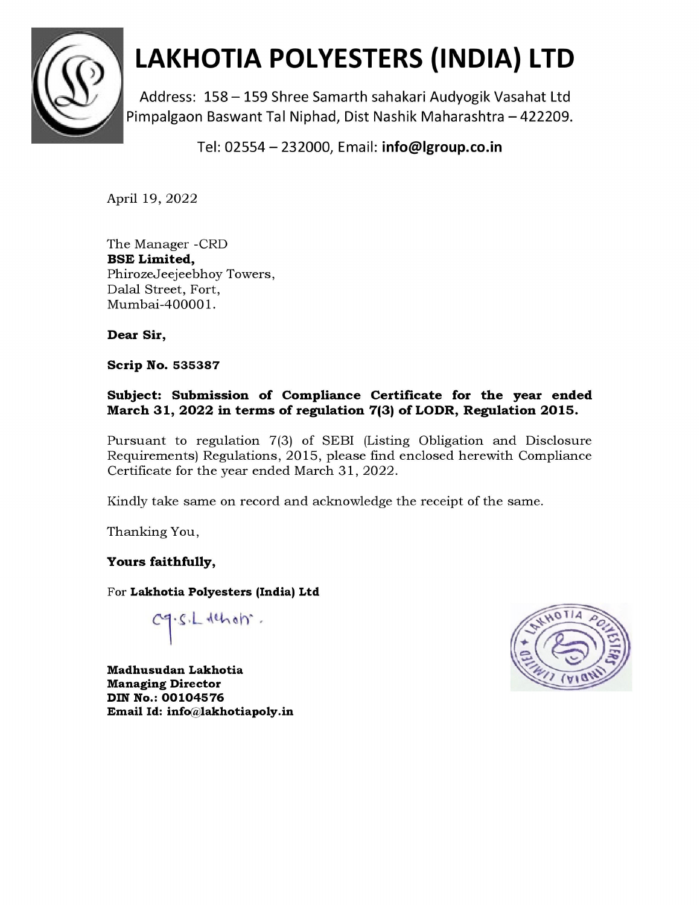# LAKHOTIA POLYESTERS (INDIA) LTD

Address: 158 – 159 Shree Samarth sahakari Audyogik Vasahat Ltd
Pimpalgaon Baswant Tal Niphad, Dist Nashik Maharashtra – 422209.

Tel: 02554 – 232000, Email: **info@lgroup.co.in**

April 19, 2022

The Manager -CRD
**BSE Limited,**
PhirozeJeejeebhoy Towers,
Dalal Street, Fort,
Mumbai-400001.

**Dear Sir,**

**Scrip No. 535387**

**Subject: Submission of Compliance Certificate for the year ended March 31, 2022 in terms of regulation 7(3) of LODR, Regulation 2015.**

Pursuant to regulation 7(3) of SEBI (Listing Obligation and Disclosure Requirements) Regulations, 2015, please find enclosed herewith Compliance Certificate for the year ended March 31, 2022.

Kindly take same on record and acknowledge the receipt of the same.

Thanking You,

**Yours faithfully,**

For **Lakhotia Polyesters (India) Ltd**

**Madhusudan Lakhotia**
**Managing Director**
**DIN No.: 00104576**
**Email Id: info@lakhotiapoly.in**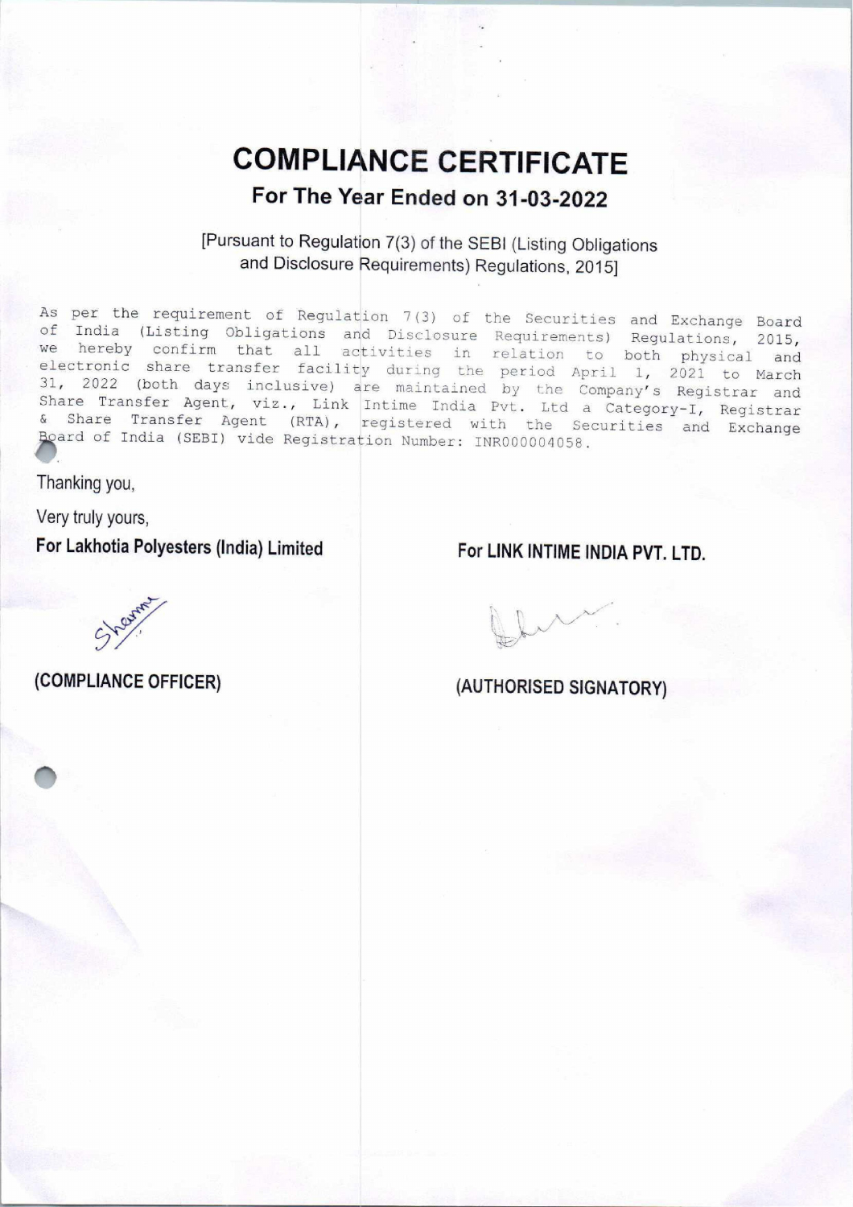# COMPLIANCE CERTIFICATE

## For The Year Ended on 31-03-2022

[Pursuant to Regulation 7(3) of the SEBI (Listing Obligations and Disclosure Requirements) Regulations, 2015]

As per the requirement of Regulation 7(3) of the Securities and Exchange Board of India (Listing Obligations and Disclosure Requirements) Regulations, 2015, we hereby confirm that all activities in relation to both physical and electronic share transfer facility during the period April 1, 2021 to March 31, 2022 (both days inclusive) are maintained by the Company's Registrar and Share Transfer Agent, viz., Link Intime India Pvt. Ltd a Category-I, Registrar & Share Transfer Agent (RTA), registered with the Securities and Exchange Board of India (SEBI) vide Registration Number: INR000004058.

Thanking you,

Very truly yours,

**For Lakhotia Polyesters (India) Limited**

**(COMPLIANCE OFFICER)**

**For LINK INTIME INDIA PVT. LTD.**

**(AUTHORISED SIGNATORY)**